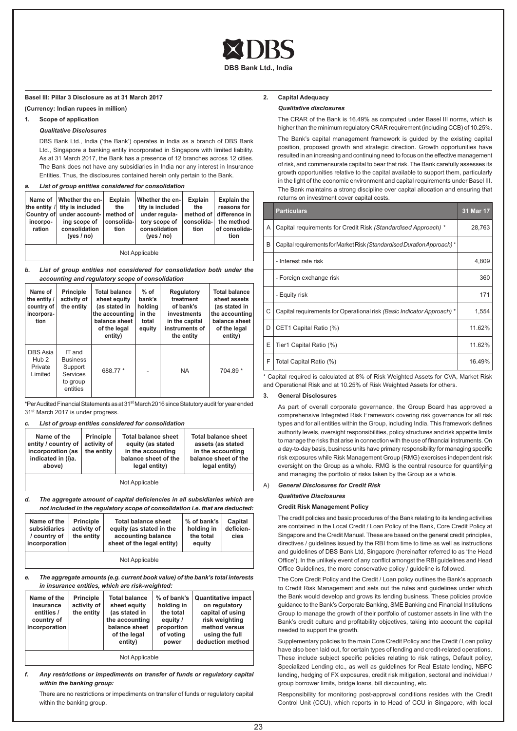# DBS

**DBS Bank Ltd., India**

**Basel III: Pillar 3 Disclosure as at 31 March 2017**

**(Currency: Indian rupees in million)**

## 1. Scope of application

***Qualitative Disclosures***

DBS Bank Ltd., India ('the Bank') operates in India as a branch of DBS Bank Ltd., Singapore a banking entity incorporated in Singapore with limited liability. As at 31 March 2017, the Bank has a presence of 12 branches across 12 cities. The Bank does not have any subsidiaries in India nor any interest in Insurance Entities. Thus, the disclosures contained herein only pertain to the Bank.

***a. List of group entities considered for consolidation***

| Name of the entity / Country of incorporation | Whether the entity is included under accounting scope of consolidation (yes / no) | Explain the method of consolidation | Whether the entity is included under regulatory scope of consolidation (yes / no) | Explain the method of consolidation | Explain the reasons for difference in the method of consolidation |
|---|---|---|---|---|---|
| Not Applicable | | | | | |

***b. List of group entities not considered for consolidation both under the accounting and regulatory scope of consolidation***

| Name of the entity / country of incorporation | Principle activity of the entity | Total balance sheet equity (as stated in the accounting balance sheet of the legal entity) | % of bank's holding in the total equity | Regulatory treatment of bank's investments in the capital instruments of the entity | Total balance sheet assets (as stated in the accounting balance sheet of the legal entity) |
|---|---|---|---|---|---|
| DBS Asia Hub 2 Private Limited | IT and Business Support Services to group entities | 688.77 * | - | NA | 704.89 * |

*Per Audited Financial Statements as at 31st March 2016 since Statutory audit for year ended 31st March 2017 is under progress.

***c. List of group entities considered for consolidation***

| Name of the entity / country of incorporation (as indicated in (i)a. above) | Principle activity of the entity | Total balance sheet equity (as stated in the accounting balance sheet of the legal entity) | Total balance sheet assets (as stated in the accounting balance sheet of the legal entity) |
|---|---|---|---|
| Not Applicable | | | |

***d. The aggregate amount of capital deficiencies in all subsidiaries which are not included in the regulatory scope of consolidation i.e. that are deducted:***

| Name of the subsidiaries / country of incorporation | Principle activity of the entity | Total balance sheet equity (as stated in the accounting balance sheet of the legal entity) | % of bank's holding in the total equity | Capital deficiencies |
|---|---|---|---|---|
| Not Applicable | | | | |

***e. The aggregate amounts (e.g. current book value) of the bank's total interests in insurance entities, which are risk-weighted:***

| Name of the insurance entities / country of incorporation | Principle activity of the entity | Total balance sheet equity (as stated in the accounting balance sheet of the legal entity) | % of bank's holding in the total equity / proportion of voting power | Quantitative impact on regulatory capital of using risk weighting method versus using the full deduction method |
|---|---|---|---|---|
| Not Applicable | | | | |

***f. Any restrictions or impediments on transfer of funds or regulatory capital within the banking group:***

There are no restrictions or impediments on transfer of funds or regulatory capital within the banking group.

## 2. Capital Adequacy

***Qualitative disclosures***

The CRAR of the Bank is 16.49% as computed under Basel III norms, which is higher than the minimum regulatory CRAR requirement (including CCB) of 10.25%.

The Bank's capital management framework is guided by the existing capital position, proposed growth and strategic direction. Growth opportunities have resulted in an increasing and continuing need to focus on the effective management of risk, and commensurate capital to bear that risk. The Bank carefully assesses its growth opportunities relative to the capital available to support them, particularly in the light of the economic environment and capital requirements under Basel III. The Bank maintains a strong discipline over capital allocation and ensuring that returns on investment cover capital costs.

| | Particulars | 31 Mar 17 |
|---|---|---|
| A | Capital requirements for Credit Risk *(Standardised Approach)* * | 28,763 |
| B | Capital requirements for Market Risk *(Standardised Duration Approach)* * | |
| | - Interest rate risk | 4,809 |
| | - Foreign exchange risk | 360 |
| | - Equity risk | 171 |
| C | Capital requirements for Operational risk *(Basic Indicator Approach)* * | 1,554 |
| D | CET1 Capital Ratio (%) | 11.62% |
| E | Tier1 Capital Ratio (%) | 11.62% |
| F | Total Capital Ratio (%) | 16.49% |

\* Capital required is calculated at 8% of Risk Weighted Assets for CVA, Market Risk and Operational Risk and at 10.25% of Risk Weighted Assets for others.

## 3. General Disclosures

As part of overall corporate governance, the Group Board has approved a comprehensive Integrated Risk Framework covering risk governance for all risk types and for all entities within the Group, including India. This framework defines authority levels, oversight responsibilities, policy structures and risk appetite limits to manage the risks that arise in connection with the use of financial instruments. On a day-to-day basis, business units have primary responsibility for managing specific risk exposures while Risk Management Group (RMG) exercises independent risk oversight on the Group as a whole. RMG is the central resource for quantifying and managing the portfolio of risks taken by the Group as a whole.

### A) *General Disclosures for Credit Risk*

***Qualitative Disclosures***

**Credit Risk Management Policy**

The credit policies and basic procedures of the Bank relating to its lending activities are contained in the Local Credit / Loan Policy of the Bank, Core Credit Policy at Singapore and the Credit Manual. These are based on the general credit principles, directives / guidelines issued by the RBI from time to time as well as instructions and guidelines of DBS Bank Ltd, Singapore (hereinafter referred to as 'the Head Office'). In the unlikely event of any conflict amongst the RBI guidelines and Head Office Guidelines, the more conservative policy / guideline is followed.

The Core Credit Policy and the Credit / Loan policy outlines the Bank's approach to Credit Risk Management and sets out the rules and guidelines under which the Bank would develop and grows its lending business. These policies provide guidance to the Bank's Corporate Banking, SME Banking and Financial Institutions Group to manage the growth of their portfolio of customer assets in line with the Bank's credit culture and profitability objectives, taking into account the capital needed to support the growth.

Supplementary policies to the main Core Credit Policy and the Credit / Loan policy have also been laid out, for certain types of lending and credit-related operations. These include subject specific policies relating to risk ratings, Default policy, Specialized Lending etc., as well as guidelines for Real Estate lending, NBFC lending, hedging of FX exposures, credit risk mitigation, sectoral and individual / group borrower limits, bridge loans, bill discounting, etc.

Responsibility for monitoring post-approval conditions resides with the Credit Control Unit (CCU), which reports in to Head of CCU in Singapore, with local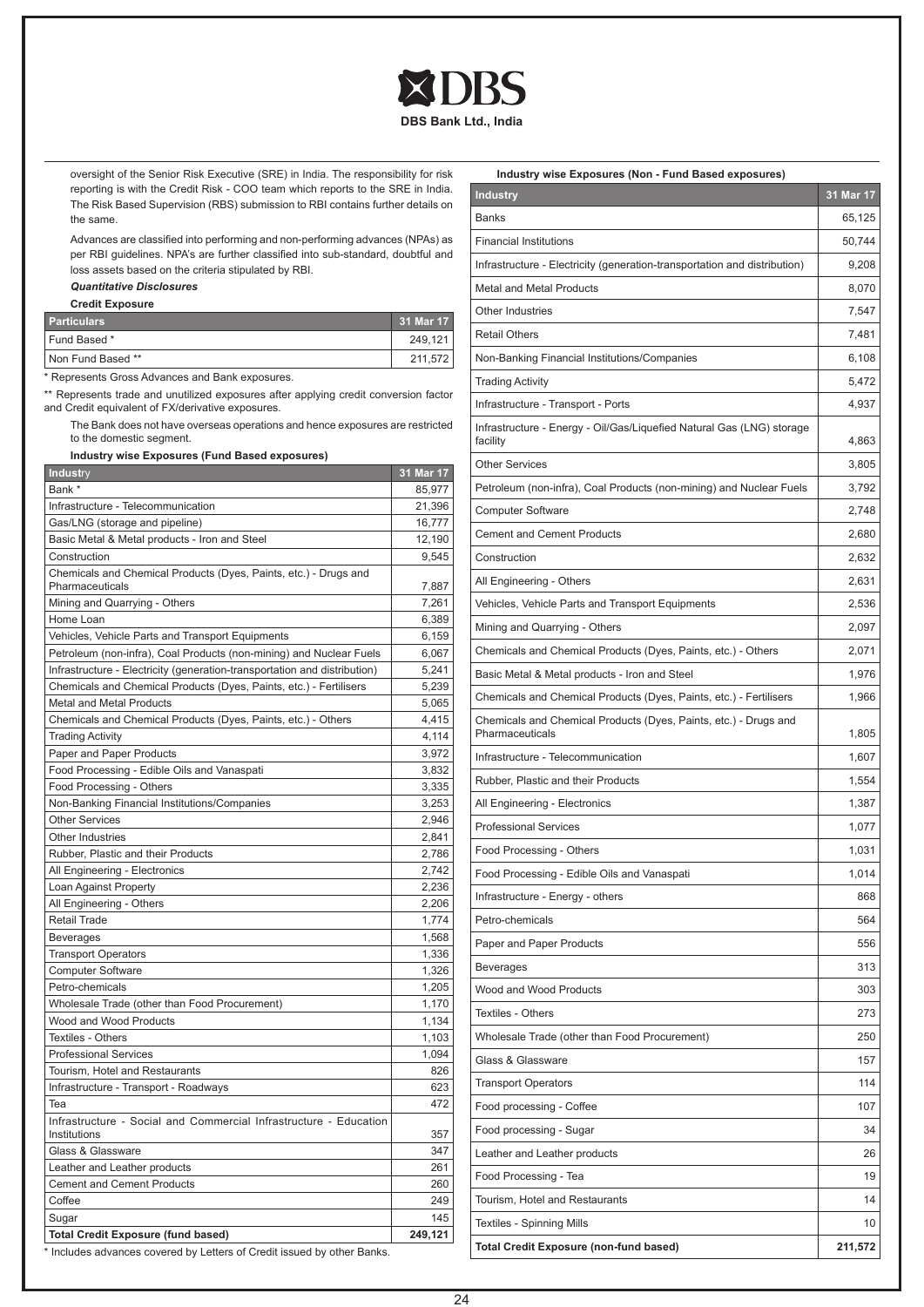oversight of the Senior Risk Executive (SRE) in India. The responsibility for risk reporting is with the Credit Risk - COO team which reports to the SRE in India. The Risk Based Supervision (RBS) submission to RBI contains further details on the same.

Advances are classified into performing and non-performing advances (NPAs) as per RBI guidelines. NPA's are further classified into sub-standard, doubtful and loss assets based on the criteria stipulated by RBI.

***Quantitative Disclosures***

**Credit Exposure**

| Particulars | 31 Mar 17 |
|---|---|
| Fund Based * | 249,121 |
| Non Fund Based ** | 211,572 |

\* Represents Gross Advances and Bank exposures.

** Represents trade and unutilized exposures after applying credit conversion factor and Credit equivalent of FX/derivative exposures.

The Bank does not have overseas operations and hence exposures are restricted to the domestic segment.

**Industry wise Exposures (Fund Based exposures)**

| Industry | 31 Mar 17 |
|---|---|
| Bank * | 85,977 |
| Infrastructure - Telecommunication | 21,396 |
| Gas/LNG (storage and pipeline) | 16,777 |
| Basic Metal & Metal products - Iron and Steel | 12,190 |
| Construction | 9,545 |
| Chemicals and Chemical Products (Dyes, Paints, etc.) - Drugs and Pharmaceuticals | 7,887 |
| Mining and Quarrying - Others | 7,261 |
| Home Loan | 6,389 |
| Vehicles, Vehicle Parts and Transport Equipments | 6,159 |
| Petroleum (non-infra), Coal Products (non-mining) and Nuclear Fuels | 6,067 |
| Infrastructure - Electricity (generation-transportation and distribution) | 5,241 |
| Chemicals and Chemical Products (Dyes, Paints, etc.) - Fertilisers | 5,239 |
| Metal and Metal Products | 5,065 |
| Chemicals and Chemical Products (Dyes, Paints, etc.) - Others | 4,415 |
| Trading Activity | 4,114 |
| Paper and Paper Products | 3,972 |
| Food Processing - Edible Oils and Vanaspati | 3,832 |
| Food Processing - Others | 3,335 |
| Non-Banking Financial Institutions/Companies | 3,253 |
| Other Services | 2,946 |
| Other Industries | 2,841 |
| Rubber, Plastic and their Products | 2,786 |
| All Engineering - Electronics | 2,742 |
| Loan Against Property | 2,236 |
| All Engineering - Others | 2,206 |
| Retail Trade | 1,774 |
| Beverages | 1,568 |
| Transport Operators | 1,336 |
| Computer Software | 1,326 |
| Petro-chemicals | 1,205 |
| Wholesale Trade (other than Food Procurement) | 1,170 |
| Wood and Wood Products | 1,134 |
| Textiles - Others | 1,103 |
| Professional Services | 1,094 |
| Tourism, Hotel and Restaurants | 826 |
| Infrastructure - Transport - Roadways | 623 |
| Tea | 472 |
| Infrastructure - Social and Commercial Infrastructure - Education Institutions | 357 |
| Glass & Glassware | 347 |
| Leather and Leather products | 261 |
| Cement and Cement Products | 260 |
| Coffee | 249 |
| Sugar | 145 |
| **Total Credit Exposure (fund based)** | **249,121** |

\* Includes advances covered by Letters of Credit issued by other Banks.

**Industry wise Exposures (Non - Fund Based exposures)**

| Industry | 31 Mar 17 |
|---|---|
| Banks | 65,125 |
| Financial Institutions | 50,744 |
| Infrastructure - Electricity (generation-transportation and distribution) | 9,208 |
| Metal and Metal Products | 8,070 |
| Other Industries | 7,547 |
| Retail Others | 7,481 |
| Non-Banking Financial Institutions/Companies | 6,108 |
| Trading Activity | 5,472 |
| Infrastructure - Transport - Ports | 4,937 |
| Infrastructure - Energy - Oil/Gas/Liquefied Natural Gas (LNG) storage facility | 4,863 |
| Other Services | 3,805 |
| Petroleum (non-infra), Coal Products (non-mining) and Nuclear Fuels | 3,792 |
| Computer Software | 2,748 |
| Cement and Cement Products | 2,680 |
| Construction | 2,632 |
| All Engineering - Others | 2,631 |
| Vehicles, Vehicle Parts and Transport Equipments | 2,536 |
| Mining and Quarrying - Others | 2,097 |
| Chemicals and Chemical Products (Dyes, Paints, etc.) - Others | 2,071 |
| Basic Metal & Metal products - Iron and Steel | 1,976 |
| Chemicals and Chemical Products (Dyes, Paints, etc.) - Fertilisers | 1,966 |
| Chemicals and Chemical Products (Dyes, Paints, etc.) - Drugs and Pharmaceuticals | 1,805 |
| Infrastructure - Telecommunication | 1,607 |
| Rubber, Plastic and their Products | 1,554 |
| All Engineering - Electronics | 1,387 |
| Professional Services | 1,077 |
| Food Processing - Others | 1,031 |
| Food Processing - Edible Oils and Vanaspati | 1,014 |
| Infrastructure - Energy - others | 868 |
| Petro-chemicals | 564 |
| Paper and Paper Products | 556 |
| Beverages | 313 |
| Wood and Wood Products | 303 |
| Textiles - Others | 273 |
| Wholesale Trade (other than Food Procurement) | 250 |
| Glass & Glassware | 157 |
| Transport Operators | 114 |
| Food processing - Coffee | 107 |
| Food processing - Sugar | 34 |
| Leather and Leather products | 26 |
| Food Processing - Tea | 19 |
| Tourism, Hotel and Restaurants | 14 |
| Textiles - Spinning Mills | 10 |
| **Total Credit Exposure (non-fund based)** | **211,572** |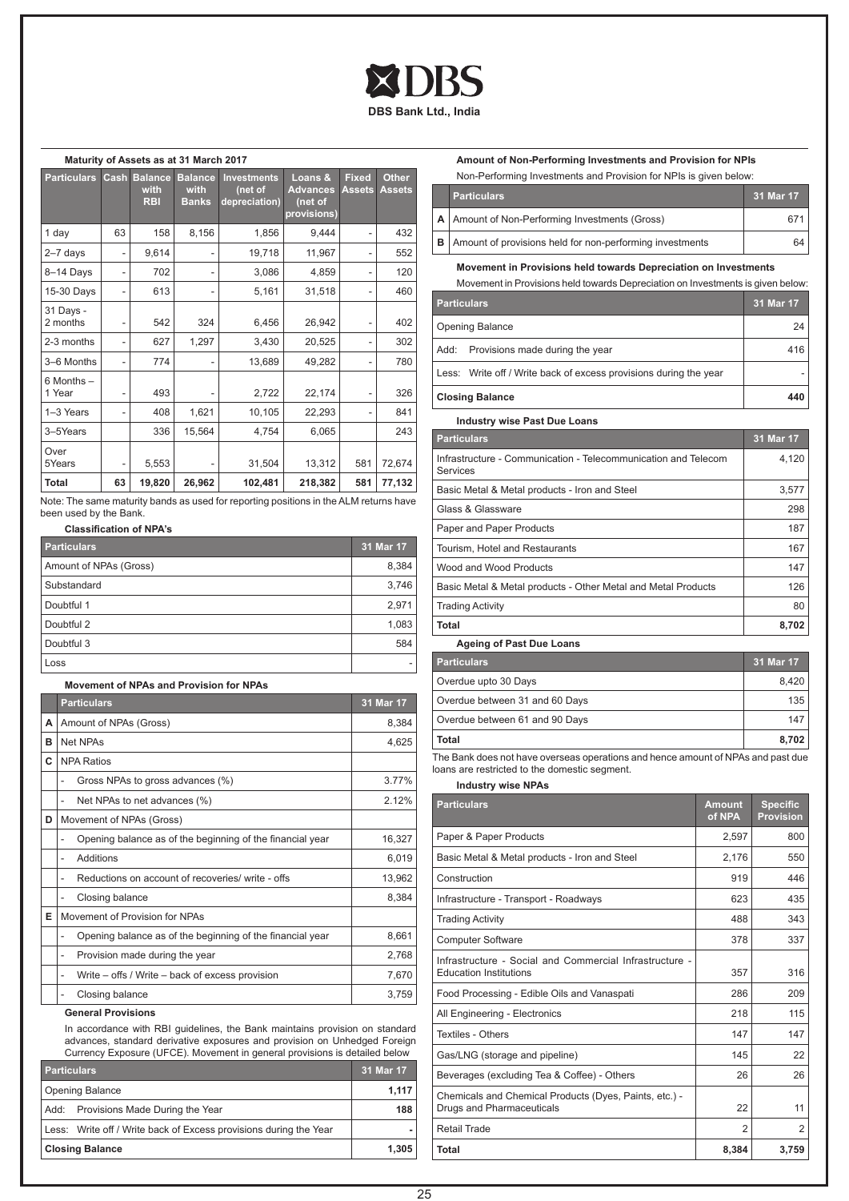DBS Bank Ltd., India

**Maturity of Assets as at 31 March 2017**

| Particulars | Cash | Balance with RBI | Balance with Banks | Investments (net of depreciation) | Loans & Advances (net of provisions) | Fixed Assets | Other Assets |
|---|---|---|---|---|---|---|---|
| 1 day | 63 | 158 | 8,156 | 1,856 | 9,444 | - | 432 |
| 2–7 days | - | 9,614 | - | 19,718 | 11,967 | - | 552 |
| 8–14 Days | - | 702 | - | 3,086 | 4,859 | - | 120 |
| 15-30 Days | - | 613 | - | 5,161 | 31,518 | - | 460 |
| 31 Days - 2 months | - | 542 | 324 | 6,456 | 26,942 | - | 402 |
| 2-3 months | - | 627 | 1,297 | 3,430 | 20,525 | - | 302 |
| 3–6 Months | - | 774 | - | 13,689 | 49,282 | - | 780 |
| 6 Months – 1 Year | - | 493 | - | 2,722 | 22,174 | - | 326 |
| 1–3 Years | - | 408 | 1,621 | 10,105 | 22,293 | - | 841 |
| 3–5Years | | 336 | 15,564 | 4,754 | 6,065 | | 243 |
| Over 5Years | - | 5,553 | - | 31,504 | 13,312 | 581 | 72,674 |
| **Total** | **63** | **19,820** | **26,962** | **102,481** | **218,382** | **581** | **77,132** |

Note: The same maturity bands as used for reporting positions in the ALM returns have been used by the Bank.

**Classification of NPA's**

| Particulars | 31 Mar 17 |
|---|---|
| Amount of NPAs (Gross) | 8,384 |
| Substandard | 3,746 |
| Doubtful 1 | 2,971 |
| Doubtful 2 | 1,083 |
| Doubtful 3 | 584 |
| Loss | - |

**Movement of NPAs and Provision for NPAs**

| | Particulars | 31 Mar 17 |
|---|---|---|
| A | Amount of NPAs (Gross) | 8,384 |
| B | Net NPAs | 4,625 |
| C | NPA Ratios | |
| | - Gross NPAs to gross advances (%) | 3.77% |
| | - Net NPAs to net advances (%) | 2.12% |
| D | Movement of NPAs (Gross) | |
| | - Opening balance as of the beginning of the financial year | 16,327 |
| | - Additions | 6,019 |
| | - Reductions on account of recoveries/ write - offs | 13,962 |
| | - Closing balance | 8,384 |
| E | Movement of Provision for NPAs | |
| | - Opening balance as of the beginning of the financial year | 8,661 |
| | - Provision made during the year | 2,768 |
| | - Write – offs / Write – back of excess provision | 7,670 |
| | - Closing balance | 3,759 |

**General Provisions**

In accordance with RBI guidelines, the Bank maintains provision on standard advances, standard derivative exposures and provision on Unhedged Foreign Currency Exposure (UFCE). Movement in general provisions is detailed below

| Particulars | 31 Mar 17 |
|---|---|
| Opening Balance | **1,117** |
| Add: Provisions Made During the Year | **188** |
| Less: Write off / Write back of Excess provisions during the Year | **-** |
| **Closing Balance** | **1,305** |

**Amount of Non-Performing Investments and Provision for NPIs**

Non-Performing Investments and Provision for NPIs is given below:

| | Particulars | 31 Mar 17 |
|---|---|---|
| A | Amount of Non-Performing Investments (Gross) | 671 |
| B | Amount of provisions held for non-performing investments | 64 |

**Movement in Provisions held towards Depreciation on Investments**

Movement in Provisions held towards Depreciation on Investments is given below:

| Particulars | 31 Mar 17 |
|---|---|
| Opening Balance | 24 |
| Add: Provisions made during the year | 416 |
| Less: Write off / Write back of excess provisions during the year | - |
| **Closing Balance** | **440** |

**Industry wise Past Due Loans**

| Particulars | 31 Mar 17 |
|---|---|
| Infrastructure - Communication - Telecommunication and Telecom Services | 4,120 |
| Basic Metal & Metal products - Iron and Steel | 3,577 |
| Glass & Glassware | 298 |
| Paper and Paper Products | 187 |
| Tourism, Hotel and Restaurants | 167 |
| Wood and Wood Products | 147 |
| Basic Metal & Metal products - Other Metal and Metal Products | 126 |
| Trading Activity | 80 |
| **Total** | **8,702** |

**Ageing of Past Due Loans**

| Particulars | 31 Mar 17 |
|---|---|
| Overdue upto 30 Days | 8,420 |
| Overdue between 31 and 60 Days | 135 |
| Overdue between 61 and 90 Days | 147 |
| **Total** | **8,702** |

The Bank does not have overseas operations and hence amount of NPAs and past due loans are restricted to the domestic segment.

**Industry wise NPAs**

| Particulars | Amount of NPA | Specific Provision |
|---|---|---|
| Paper & Paper Products | 2,597 | 800 |
| Basic Metal & Metal products - Iron and Steel | 2,176 | 550 |
| Construction | 919 | 446 |
| Infrastructure - Transport - Roadways | 623 | 435 |
| Trading Activity | 488 | 343 |
| Computer Software | 378 | 337 |
| Infrastructure - Social and Commercial Infrastructure - Education Institutions | 357 | 316 |
| Food Processing - Edible Oils and Vanaspati | 286 | 209 |
| All Engineering - Electronics | 218 | 115 |
| Textiles - Others | 147 | 147 |
| Gas/LNG (storage and pipeline) | 145 | 22 |
| Beverages (excluding Tea & Coffee) - Others | 26 | 26 |
| Chemicals and Chemical Products (Dyes, Paints, etc.) - Drugs and Pharmaceuticals | 22 | 11 |
| Retail Trade | 2 | 2 |
| **Total** | **8,384** | **3,759** |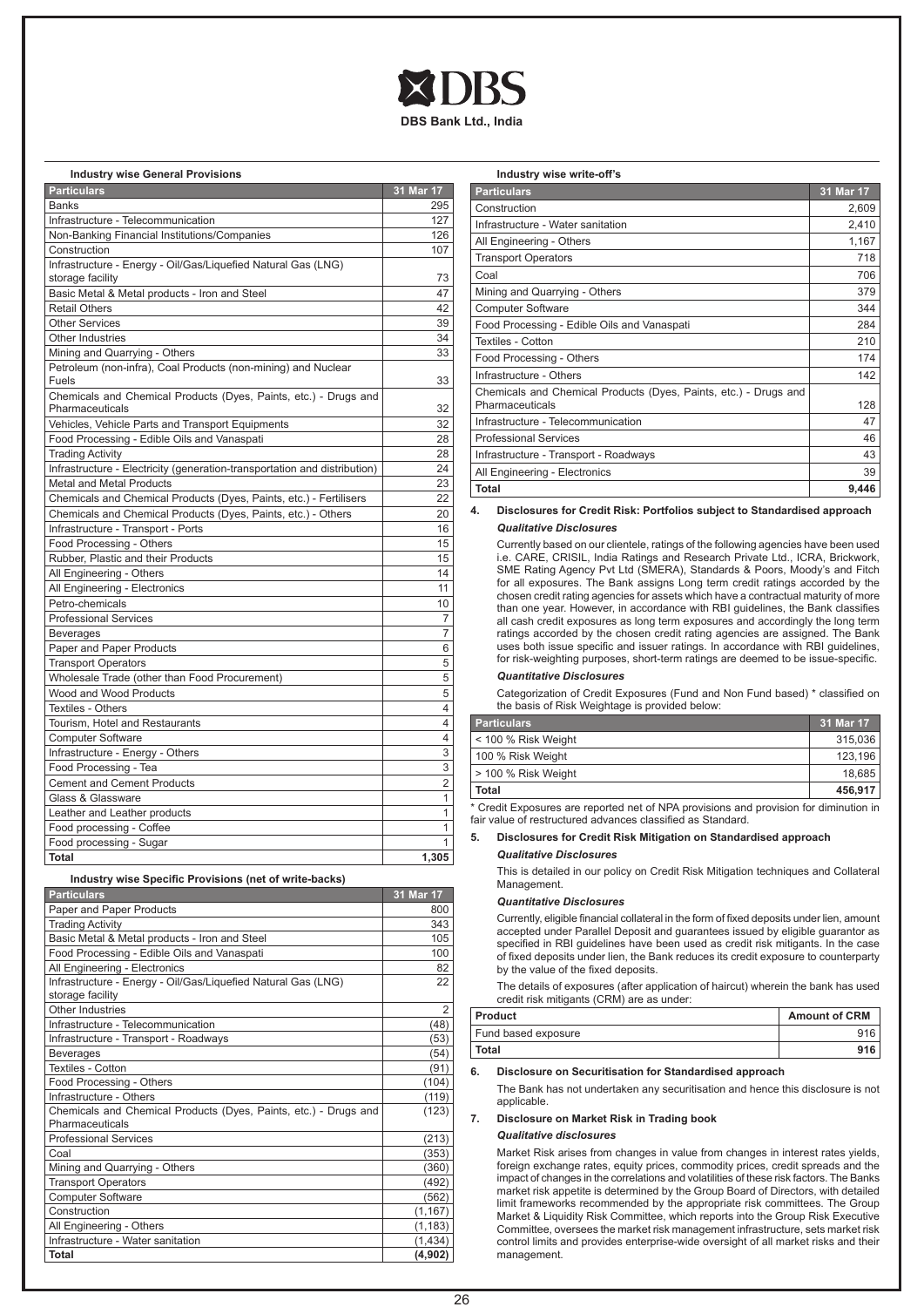**Industry wise General Provisions**

| Particulars | 31 Mar 17 |
|---|---|
| Banks | 295 |
| Infrastructure - Telecommunication | 127 |
| Non-Banking Financial Institutions/Companies | 126 |
| Construction | 107 |
| Infrastructure - Energy - Oil/Gas/Liquefied Natural Gas (LNG) storage facility | 73 |
| Basic Metal & Metal products - Iron and Steel | 47 |
| Retail Others | 42 |
| Other Services | 39 |
| Other Industries | 34 |
| Mining and Quarrying - Others | 33 |
| Petroleum (non-infra), Coal Products (non-mining) and Nuclear Fuels | 33 |
| Chemicals and Chemical Products (Dyes, Paints, etc.) - Drugs and Pharmaceuticals | 32 |
| Vehicles, Vehicle Parts and Transport Equipments | 32 |
| Food Processing - Edible Oils and Vanaspati | 28 |
| Trading Activity | 28 |
| Infrastructure - Electricity (generation-transportation and distribution) | 24 |
| Metal and Metal Products | 23 |
| Chemicals and Chemical Products (Dyes, Paints, etc.) - Fertilisers | 22 |
| Chemicals and Chemical Products (Dyes, Paints, etc.) - Others | 20 |
| Infrastructure - Transport - Ports | 16 |
| Food Processing - Others | 15 |
| Rubber, Plastic and their Products | 15 |
| All Engineering - Others | 14 |
| All Engineering - Electronics | 11 |
| Petro-chemicals | 10 |
| Professional Services | 7 |
| Beverages | 7 |
| Paper and Paper Products | 6 |
| Transport Operators | 5 |
| Wholesale Trade (other than Food Procurement) | 5 |
| Wood and Wood Products | 5 |
| Textiles - Others | 4 |
| Tourism, Hotel and Restaurants | 4 |
| Computer Software | 4 |
| Infrastructure - Energy - Others | 3 |
| Food Processing - Tea | 3 |
| Cement and Cement Products | 2 |
| Glass & Glassware | 1 |
| Leather and Leather products | 1 |
| Food processing - Coffee | 1 |
| Food processing - Sugar | 1 |
| **Total** | **1,305** |

**Industry wise Specific Provisions (net of write-backs)**

| Particulars | 31 Mar 17 |
|---|---|
| Paper and Paper Products | 800 |
| Trading Activity | 343 |
| Basic Metal & Metal products - Iron and Steel | 105 |
| Food Processing - Edible Oils and Vanaspati | 100 |
| All Engineering - Electronics | 82 |
| Infrastructure - Energy - Oil/Gas/Liquefied Natural Gas (LNG) storage facility | 22 |
| Other Industries | 2 |
| Infrastructure - Telecommunication | (48) |
| Infrastructure - Transport - Roadways | (53) |
| Beverages | (54) |
| Textiles - Cotton | (91) |
| Food Processing - Others | (104) |
| Infrastructure - Others | (119) |
| Chemicals and Chemical Products (Dyes, Paints, etc.) - Drugs and Pharmaceuticals | (123) |
| Professional Services | (213) |
| Coal | (353) |
| Mining and Quarrying - Others | (360) |
| Transport Operators | (492) |
| Computer Software | (562) |
| Construction | (1,167) |
| All Engineering - Others | (1,183) |
| Infrastructure - Water sanitation | (1,434) |
| **Total** | **(4,902)** |

**Industry wise write-off's**

| Particulars | 31 Mar 17 |
|---|---|
| Construction | 2,609 |
| Infrastructure - Water sanitation | 2,410 |
| All Engineering - Others | 1,167 |
| Transport Operators | 718 |
| Coal | 706 |
| Mining and Quarrying - Others | 379 |
| Computer Software | 344 |
| Food Processing - Edible Oils and Vanaspati | 284 |
| Textiles - Cotton | 210 |
| Food Processing - Others | 174 |
| Infrastructure - Others | 142 |
| Chemicals and Chemical Products (Dyes, Paints, etc.) - Drugs and Pharmaceuticals | 128 |
| Infrastructure - Telecommunication | 47 |
| Professional Services | 46 |
| Infrastructure - Transport - Roadways | 43 |
| All Engineering - Electronics | 39 |
| **Total** | **9,446** |

## 4. Disclosures for Credit Risk: Portfolios subject to Standardised approach

***Qualitative Disclosures***

Currently based on our clientele, ratings of the following agencies have been used i.e. CARE, CRISIL, India Ratings and Research Private Ltd., ICRA, Brickwork, SME Rating Agency Pvt Ltd (SMERA), Standards & Poors, Moody's and Fitch for all exposures. The Bank assigns Long term credit ratings accorded by the chosen credit rating agencies for assets which have a contractual maturity of more than one year. However, in accordance with RBI guidelines, the Bank classifies all cash credit exposures as long term exposures and accordingly the long term ratings accorded by the chosen credit rating agencies are assigned. The Bank uses both issue specific and issuer ratings. In accordance with RBI guidelines, for risk-weighting purposes, short-term ratings are deemed to be issue-specific.

***Quantitative Disclosures***

Categorization of Credit Exposures (Fund and Non Fund based) * classified on the basis of Risk Weightage is provided below:

| Particulars | 31 Mar 17 |
|---|---|
| < 100 % Risk Weight | 315,036 |
| 100 % Risk Weight | 123,196 |
| > 100 % Risk Weight | 18,685 |
| **Total** | **456,917** |

* Credit Exposures are reported net of NPA provisions and provision for diminution in fair value of restructured advances classified as Standard.

## 5. Disclosures for Credit Risk Mitigation on Standardised approach

***Qualitative Disclosures***

This is detailed in our policy on Credit Risk Mitigation techniques and Collateral Management.

***Quantitative Disclosures***

Currently, eligible financial collateral in the form of fixed deposits under lien, amount accepted under Parallel Deposit and guarantees issued by eligible guarantor as specified in RBI guidelines have been used as credit risk mitigants. In the case of fixed deposits under lien, the Bank reduces its credit exposure to counterparty by the value of the fixed deposits.

The details of exposures (after application of haircut) wherein the bank has used credit risk mitigants (CRM) are as under:

| Product | Amount of CRM |
|---|---|
| Fund based exposure | 916 |
| **Total** | **916** |

## 6. Disclosure on Securitisation for Standardised approach

The Bank has not undertaken any securitisation and hence this disclosure is not applicable.

## 7. Disclosure on Market Risk in Trading book

***Qualitative disclosures***

Market Risk arises from changes in value from changes in interest rates yields, foreign exchange rates, equity prices, commodity prices, credit spreads and the impact of changes in the correlations and volatilities of these risk factors. The Banks market risk appetite is determined by the Group Board of Directors, with detailed limit frameworks recommended by the appropriate risk committees. The Group Market & Liquidity Risk Committee, which reports into the Group Risk Executive Committee, oversees the market risk management infrastructure, sets market risk control limits and provides enterprise-wide oversight of all market risks and their management.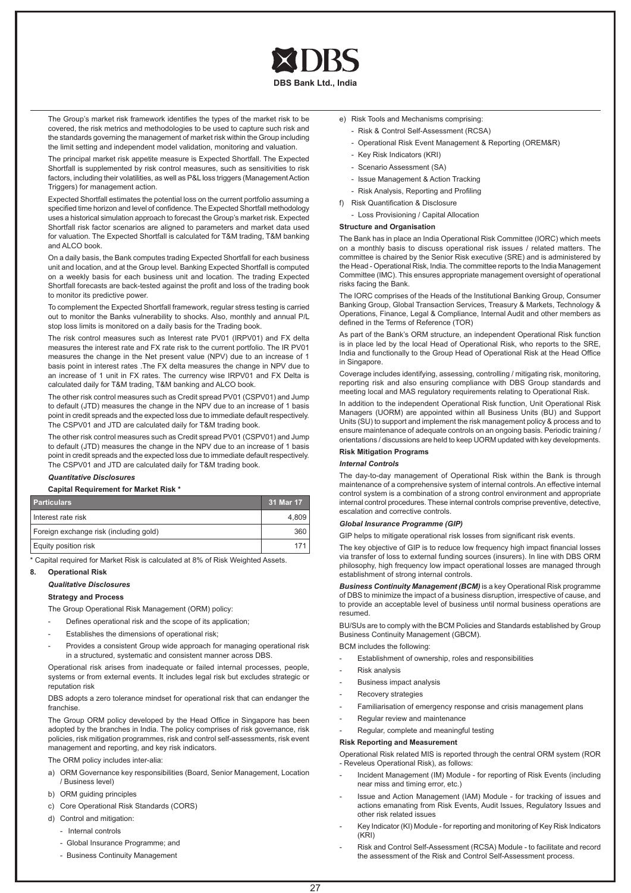The Group's market risk framework identifies the types of the market risk to be covered, the risk metrics and methodologies to be used to capture such risk and the standards governing the management of market risk within the Group including the limit setting and independent model validation, monitoring and valuation.

The principal market risk appetite measure is Expected Shortfall. The Expected Shortfall is supplemented by risk control measures, such as sensitivities to risk factors, including their volatilities, as well as P&L loss triggers (Management Action Triggers) for management action.

Expected Shortfall estimates the potential loss on the current portfolio assuming a specified time horizon and level of confidence. The Expected Shortfall methodology uses a historical simulation approach to forecast the Group's market risk. Expected Shortfall risk factor scenarios are aligned to parameters and market data used for valuation. The Expected Shortfall is calculated for T&M trading, T&M banking and ALCO book.

On a daily basis, the Bank computes trading Expected Shortfall for each business unit and location, and at the Group level. Banking Expected Shortfall is computed on a weekly basis for each business unit and location. The trading Expected Shortfall forecasts are back-tested against the profit and loss of the trading book to monitor its predictive power.

To complement the Expected Shortfall framework, regular stress testing is carried out to monitor the Banks vulnerability to shocks. Also, monthly and annual P/L stop loss limits is monitored on a daily basis for the Trading book.

The risk control measures such as Interest rate PV01 (IRPV01) and FX delta measures the interest rate and FX rate risk to the current portfolio. The IR PV01 measures the change in the Net present value (NPV) due to an increase of 1 basis point in interest rates .The FX delta measures the change in NPV due to an increase of 1 unit in FX rates. The currency wise IRPV01 and FX Delta is calculated daily for T&M trading, T&M banking and ALCO book.

The other risk control measures such as Credit spread PV01 (CSPV01) and Jump to default (JTD) measures the change in the NPV due to an increase of 1 basis point in credit spreads and the expected loss due to immediate default respectively. The CSPV01 and JTD are calculated daily for T&M trading book.

The other risk control measures such as Credit spread PV01 (CSPV01) and Jump to default (JTD) measures the change in the NPV due to an increase of 1 basis point in credit spreads and the expected loss due to immediate default respectively. The CSPV01 and JTD are calculated daily for T&M trading book.

***Quantitative Disclosures***

**Capital Requirement for Market Risk \***

| Particulars | 31 Mar 17 |
|---|---|
| Interest rate risk | 4,809 |
| Foreign exchange risk (including gold) | 360 |
| Equity position risk | 171 |

\* Capital required for Market Risk is calculated at 8% of Risk Weighted Assets.

## 8. Operational Risk

***Qualitative Disclosures***

**Strategy and Process**

The Group Operational Risk Management (ORM) policy:

- Defines operational risk and the scope of its application;
- Establishes the dimensions of operational risk;
- Provides a consistent Group wide approach for managing operational risk in a structured, systematic and consistent manner across DBS.

Operational risk arises from inadequate or failed internal processes, people, systems or from external events. It includes legal risk but excludes strategic or reputation risk

DBS adopts a zero tolerance mindset for operational risk that can endanger the franchise.

The Group ORM policy developed by the Head Office in Singapore has been adopted by the branches in India. The policy comprises of risk governance, risk policies, risk mitigation programmes, risk and control self-assessments, risk event management and reporting, and key risk indicators.

The ORM policy includes inter-alia:

a) ORM Governance key responsibilities (Board, Senior Management, Location / Business level)
b) ORM guiding principles
c) Core Operational Risk Standards (CORS)
d) Control and mitigation:
   - Internal controls
   - Global Insurance Programme; and
   - Business Continuity Management
e) Risk Tools and Mechanisms comprising:
   - Risk & Control Self-Assessment (RCSA)
   - Operational Risk Event Management & Reporting (OREM&R)
   - Key Risk Indicators (KRI)
   - Scenario Assessment (SA)
   - Issue Management & Action Tracking
   - Risk Analysis, Reporting and Profiling
f) Risk Quantification & Disclosure
   - Loss Provisioning / Capital Allocation

**Structure and Organisation**

The Bank has in place an India Operational Risk Committee (IORC) which meets on a monthly basis to discuss operational risk issues / related matters. The committee is chaired by the Senior Risk executive (SRE) and is administered by the Head - Operational Risk, India. The committee reports to the India Management Committee (IMC). This ensures appropriate management oversight of operational risks facing the Bank.

The IORC comprises of the Heads of the Institutional Banking Group, Consumer Banking Group, Global Transaction Services, Treasury & Markets, Technology & Operations, Finance, Legal & Compliance, Internal Audit and other members as defined in the Terms of Reference (TOR)

As part of the Bank's ORM structure, an independent Operational Risk function is in place led by the local Head of Operational Risk, who reports to the SRE, India and functionally to the Group Head of Operational Risk at the Head Office in Singapore.

Coverage includes identifying, assessing, controlling / mitigating risk, monitoring, reporting risk and also ensuring compliance with DBS Group standards and meeting local and MAS regulatory requirements relating to Operational Risk.

In addition to the independent Operational Risk function, Unit Operational Risk Managers (UORM) are appointed within all Business Units (BU) and Support Units (SU) to support and implement the risk management policy & process and to ensure maintenance of adequate controls on an ongoing basis. Periodic training / orientations / discussions are held to keep UORM updated with key developments.

**Risk Mitigation Programs**

***Internal Controls***

The day-to-day management of Operational Risk within the Bank is through maintenance of a comprehensive system of internal controls. An effective internal control system is a combination of a strong control environment and appropriate internal control procedures. These internal controls comprise preventive, detective, escalation and corrective controls.

***Global Insurance Programme (GIP)***

GIP helps to mitigate operational risk losses from significant risk events.

The key objective of GIP is to reduce low frequency high impact financial losses via transfer of loss to external funding sources (insurers). In line with DBS ORM philosophy, high frequency low impact operational losses are managed through establishment of strong internal controls.

***Business Continuity Management (BCM)*** is a key Operational Risk programme of DBS to minimize the impact of a business disruption, irrespective of cause, and to provide an acceptable level of business until normal business operations are resumed.

BU/SUs are to comply with the BCM Policies and Standards established by Group Business Continuity Management (GBCM).

BCM includes the following:

- Establishment of ownership, roles and responsibilities
- Risk analysis
- Business impact analysis
- Recovery strategies
- Familiarisation of emergency response and crisis management plans
- Regular review and maintenance
- Regular, complete and meaningful testing

**Risk Reporting and Measurement**

Operational Risk related MIS is reported through the central ORM system (ROR - Reveleus Operational Risk), as follows:

- Incident Management (IM) Module - for reporting of Risk Events (including near miss and timing error, etc.)
- Issue and Action Management (IAM) Module - for tracking of issues and actions emanating from Risk Events, Audit Issues, Regulatory Issues and other risk related issues
- Key Indicator (KI) Module - for reporting and monitoring of Key Risk Indicators (KRI)
- Risk and Control Self-Assessment (RCSA) Module - to facilitate and record the assessment of the Risk and Control Self-Assessment process.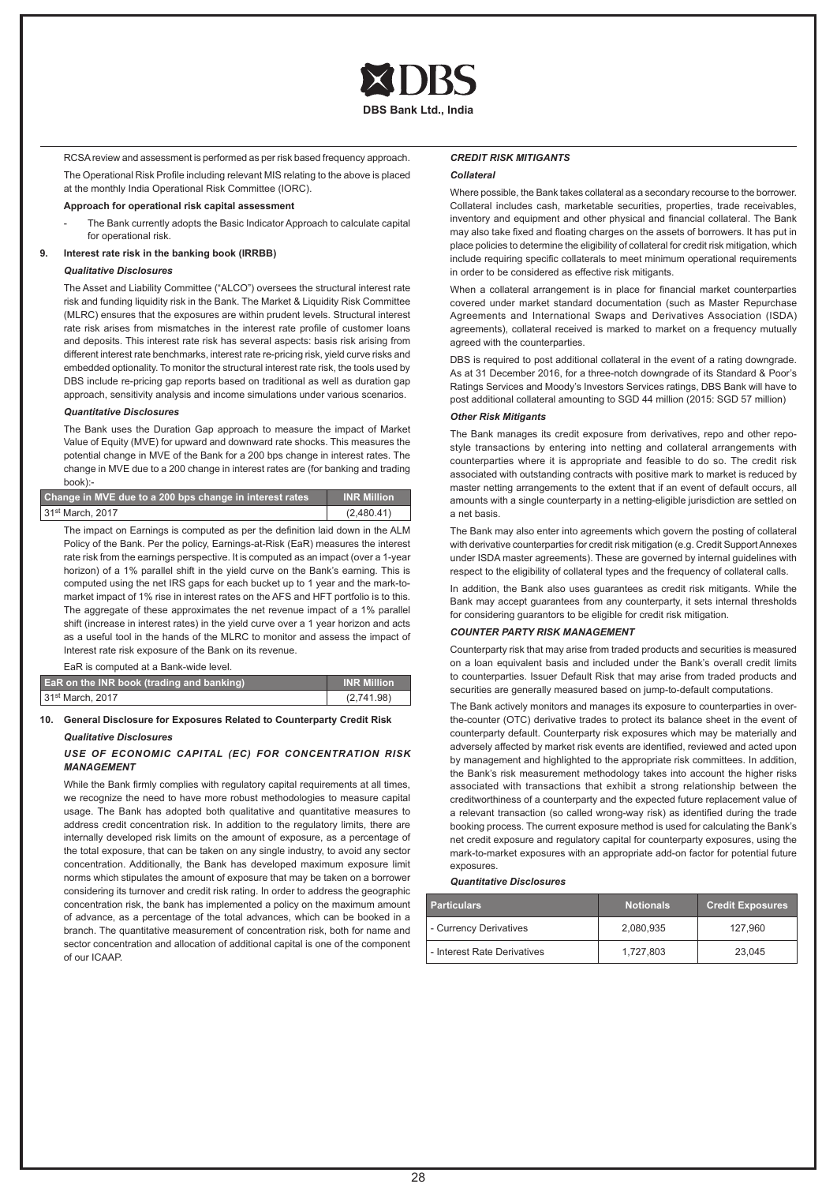RCSA review and assessment is performed as per risk based frequency approach.

The Operational Risk Profile including relevant MIS relating to the above is placed at the monthly India Operational Risk Committee (IORC).

**Approach for operational risk capital assessment**

- The Bank currently adopts the Basic Indicator Approach to calculate capital for operational risk.

## 9. Interest rate risk in the banking book (IRRBB)

***Qualitative Disclosures***

The Asset and Liability Committee ("ALCO") oversees the structural interest rate risk and funding liquidity risk in the Bank. The Market & Liquidity Risk Committee (MLRC) ensures that the exposures are within prudent levels. Structural interest rate risk arises from mismatches in the interest rate profile of customer loans and deposits. This interest rate risk has several aspects: basis risk arising from different interest rate benchmarks, interest rate re-pricing risk, yield curve risks and embedded optionality. To monitor the structural interest rate risk, the tools used by DBS include re-pricing gap reports based on traditional as well as duration gap approach, sensitivity analysis and income simulations under various scenarios.

***Quantitative Disclosures***

The Bank uses the Duration Gap approach to measure the impact of Market Value of Equity (MVE) for upward and downward rate shocks. This measures the potential change in MVE of the Bank for a 200 bps change in interest rates. The change in MVE due to a 200 change in interest rates are (for banking and trading book):-

| Change in MVE due to a 200 bps change in interest rates | INR Million |
|---|---|
| 31st March, 2017 | (2,480.41) |

The impact on Earnings is computed as per the definition laid down in the ALM Policy of the Bank. Per the policy, Earnings-at-Risk (EaR) measures the interest rate risk from the earnings perspective. It is computed as an impact (over a 1-year horizon) of a 1% parallel shift in the yield curve on the Bank's earning. This is computed using the net IRS gaps for each bucket up to 1 year and the mark-to-market impact of 1% rise in interest rates on the AFS and HFT portfolio is to this. The aggregate of these approximates the net revenue impact of a 1% parallel shift (increase in interest rates) in the yield curve over a 1 year horizon and acts as a useful tool in the hands of the MLRC to monitor and assess the impact of Interest rate risk exposure of the Bank on its revenue.

EaR is computed at a Bank-wide level.

| EaR on the INR book (trading and banking) | INR Million |
|---|---|
| 31st March, 2017 | (2,741.98) |

## 10. General Disclosure for Exposures Related to Counterparty Credit Risk

***Qualitative Disclosures***

***USE OF ECONOMIC CAPITAL (EC) FOR CONCENTRATION RISK MANAGEMENT***

While the Bank firmly complies with regulatory capital requirements at all times, we recognize the need to have more robust methodologies to measure capital usage. The Bank has adopted both qualitative and quantitative measures to address credit concentration risk. In addition to the regulatory limits, there are internally developed risk limits on the amount of exposure, as a percentage of the total exposure, that can be taken on any single industry, to avoid any sector concentration. Additionally, the Bank has developed maximum exposure limit norms which stipulates the amount of exposure that may be taken on a borrower considering its turnover and credit risk rating. In order to address the geographic concentration risk, the bank has implemented a policy on the maximum amount of advance, as a percentage of the total advances, which can be booked in a branch. The quantitative measurement of concentration risk, both for name and sector concentration and allocation of additional capital is one of the component of our ICAAP.

***CREDIT RISK MITIGANTS***

***Collateral***

Where possible, the Bank takes collateral as a secondary recourse to the borrower. Collateral includes cash, marketable securities, properties, trade receivables, inventory and equipment and other physical and financial collateral. The Bank may also take fixed and floating charges on the assets of borrowers. It has put in place policies to determine the eligibility of collateral for credit risk mitigation, which include requiring specific collaterals to meet minimum operational requirements in order to be considered as effective risk mitigants.

When a collateral arrangement is in place for financial market counterparties covered under market standard documentation (such as Master Repurchase Agreements and International Swaps and Derivatives Association (ISDA) agreements), collateral received is marked to market on a frequency mutually agreed with the counterparties.

DBS is required to post additional collateral in the event of a rating downgrade. As at 31 December 2016, for a three-notch downgrade of its Standard & Poor's Ratings Services and Moody's Investors Services ratings, DBS Bank will have to post additional collateral amounting to SGD 44 million (2015: SGD 57 million)

***Other Risk Mitigants***

The Bank manages its credit exposure from derivatives, repo and other repo-style transactions by entering into netting and collateral arrangements with counterparties where it is appropriate and feasible to do so. The credit risk associated with outstanding contracts with positive mark to market is reduced by master netting arrangements to the extent that if an event of default occurs, all amounts with a single counterparty in a netting-eligible jurisdiction are settled on a net basis.

The Bank may also enter into agreements which govern the posting of collateral with derivative counterparties for credit risk mitigation (e.g. Credit Support Annexes under ISDA master agreements). These are governed by internal guidelines with respect to the eligibility of collateral types and the frequency of collateral calls.

In addition, the Bank also uses guarantees as credit risk mitigants. While the Bank may accept guarantees from any counterparty, it sets internal thresholds for considering guarantors to be eligible for credit risk mitigation.

***COUNTER PARTY RISK MANAGEMENT***

Counterparty risk that may arise from traded products and securities is measured on a loan equivalent basis and included under the Bank's overall credit limits to counterparties. Issuer Default Risk that may arise from traded products and securities are generally measured based on jump-to-default computations.

The Bank actively monitors and manages its exposure to counterparties in over-the-counter (OTC) derivative trades to protect its balance sheet in the event of counterparty default. Counterparty risk exposures which may be materially and adversely affected by market risk events are identified, reviewed and acted upon by management and highlighted to the appropriate risk committees. In addition, the Bank's risk measurement methodology takes into account the higher risks associated with transactions that exhibit a strong relationship between the creditworthiness of a counterparty and the expected future replacement value of a relevant transaction (so called wrong-way risk) as identified during the trade booking process. The current exposure method is used for calculating the Bank's net credit exposure and regulatory capital for counterparty exposures, using the mark-to-market exposures with an appropriate add-on factor for potential future exposures.

***Quantitative Disclosures***

| Particulars | Notionals | Credit Exposures |
|---|---|---|
| - Currency Derivatives | 2,080,935 | 127,960 |
| - Interest Rate Derivatives | 1,727,803 | 23,045 |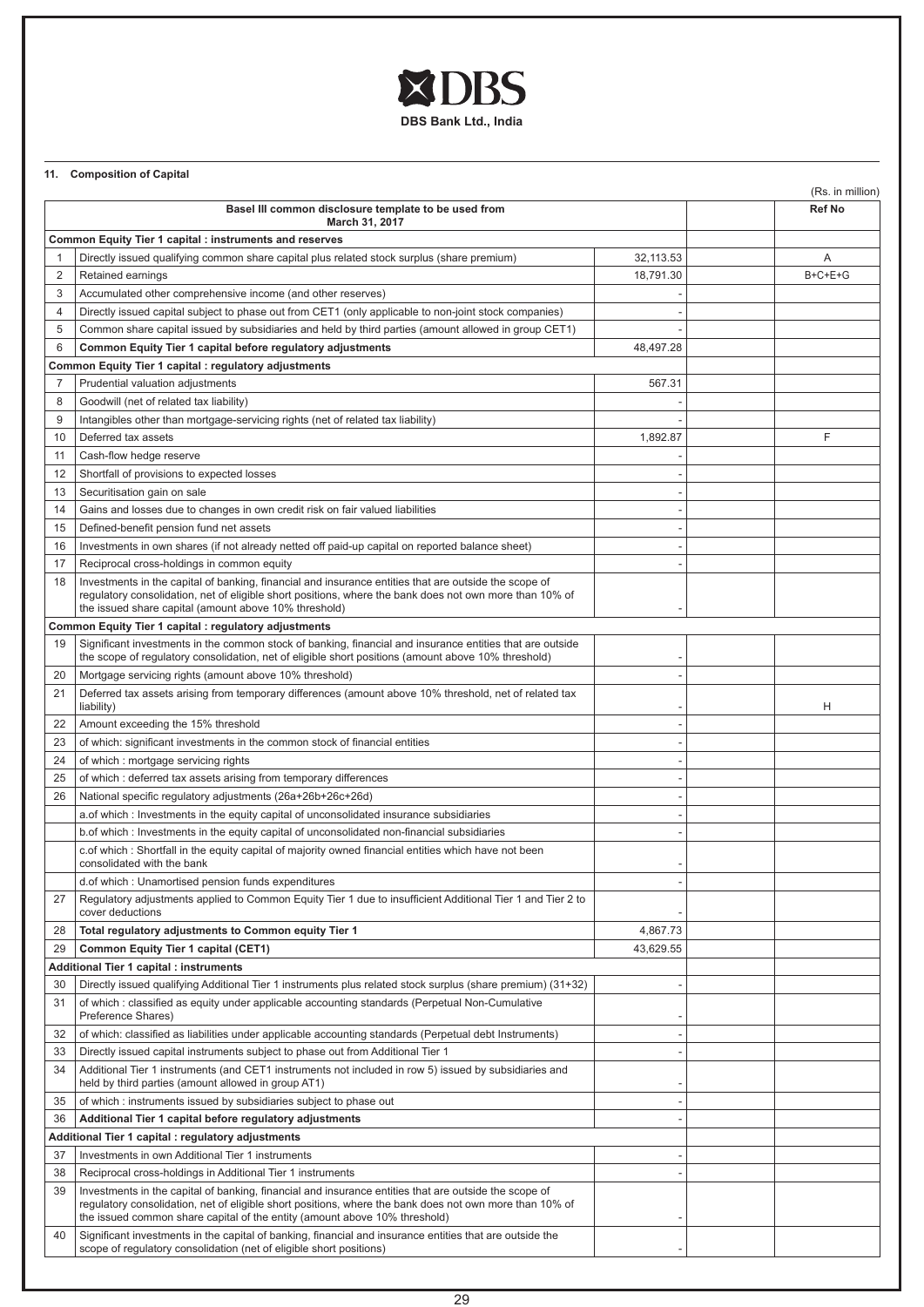**DBS Bank Ltd., India**

### 11. Composition of Capital

(Rs. in million)

| | Basel III common disclosure template to be used from March 31, 2017 | | | Ref No |
|---|---|---|---|---|
| | **Common Equity Tier 1 capital : instruments and reserves** | | | |
| 1 | Directly issued qualifying common share capital plus related stock surplus (share premium) | 32,113.53 | | A |
| 2 | Retained earnings | 18,791.30 | | B+C+E+G |
| 3 | Accumulated other comprehensive income (and other reserves) | - | | |
| 4 | Directly issued capital subject to phase out from CET1 (only applicable to non-joint stock companies) | - | | |
| 5 | Common share capital issued by subsidiaries and held by third parties (amount allowed in group CET1) | - | | |
| 6 | **Common Equity Tier 1 capital before regulatory adjustments** | 48,497.28 | | |
| | **Common Equity Tier 1 capital : regulatory adjustments** | | | |
| 7 | Prudential valuation adjustments | 567.31 | | |
| 8 | Goodwill (net of related tax liability) | - | | |
| 9 | Intangibles other than mortgage-servicing rights (net of related tax liability) | - | | |
| 10 | Deferred tax assets | 1,892.87 | | F |
| 11 | Cash-flow hedge reserve | - | | |
| 12 | Shortfall of provisions to expected losses | - | | |
| 13 | Securitisation gain on sale | - | | |
| 14 | Gains and losses due to changes in own credit risk on fair valued liabilities | - | | |
| 15 | Defined-benefit pension fund net assets | - | | |
| 16 | Investments in own shares (if not already netted off paid-up capital on reported balance sheet) | - | | |
| 17 | Reciprocal cross-holdings in common equity | - | | |
| 18 | Investments in the capital of banking, financial and insurance entities that are outside the scope of regulatory consolidation, net of eligible short positions, where the bank does not own more than 10% of the issued share capital (amount above 10% threshold) | - | | |
| | **Common Equity Tier 1 capital : regulatory adjustments** | | | |
| 19 | Significant investments in the common stock of banking, financial and insurance entities that are outside the scope of regulatory consolidation, net of eligible short positions (amount above 10% threshold) | - | | |
| 20 | Mortgage servicing rights (amount above 10% threshold) | - | | |
| 21 | Deferred tax assets arising from temporary differences (amount above 10% threshold, net of related tax liability) | - | | H |
| 22 | Amount exceeding the 15% threshold | - | | |
| 23 | of which: significant investments in the common stock of financial entities | - | | |
| 24 | of which : mortgage servicing rights | - | | |
| 25 | of which : deferred tax assets arising from temporary differences | - | | |
| 26 | National specific regulatory adjustments (26a+26b+26c+26d) | - | | |
| | a.of which : Investments in the equity capital of unconsolidated insurance subsidiaries | - | | |
| | b.of which : Investments in the equity capital of unconsolidated non-financial subsidiaries | - | | |
| | c.of which : Shortfall in the equity capital of majority owned financial entities which have not been consolidated with the bank | - | | |
| | d.of which : Unamortised pension funds expenditures | - | | |
| 27 | Regulatory adjustments applied to Common Equity Tier 1 due to insufficient Additional Tier 1 and Tier 2 to cover deductions | - | | |
| 28 | **Total regulatory adjustments to Common equity Tier 1** | 4,867.73 | | |
| 29 | **Common Equity Tier 1 capital (CET1)** | 43,629.55 | | |
| | **Additional Tier 1 capital : instruments** | | | |
| 30 | Directly issued qualifying Additional Tier 1 instruments plus related stock surplus (share premium) (31+32) | - | | |
| 31 | of which : classified as equity under applicable accounting standards (Perpetual Non-Cumulative Preference Shares) | - | | |
| 32 | of which: classified as liabilities under applicable accounting standards (Perpetual debt Instruments) | - | | |
| 33 | Directly issued capital instruments subject to phase out from Additional Tier 1 | - | | |
| 34 | Additional Tier 1 instruments (and CET1 instruments not included in row 5) issued by subsidiaries and held by third parties (amount allowed in group AT1) | - | | |
| 35 | of which : instruments issued by subsidiaries subject to phase out | - | | |
| 36 | **Additional Tier 1 capital before regulatory adjustments** | - | | |
| | **Additional Tier 1 capital : regulatory adjustments** | | | |
| 37 | Investments in own Additional Tier 1 instruments | - | | |
| 38 | Reciprocal cross-holdings in Additional Tier 1 instruments | - | | |
| 39 | Investments in the capital of banking, financial and insurance entities that are outside the scope of regulatory consolidation, net of eligible short positions, where the bank does not own more than 10% of the issued common share capital of the entity (amount above 10% threshold) | - | | |
| 40 | Significant investments in the capital of banking, financial and insurance entities that are outside the scope of regulatory consolidation (net of eligible short positions) | - | | |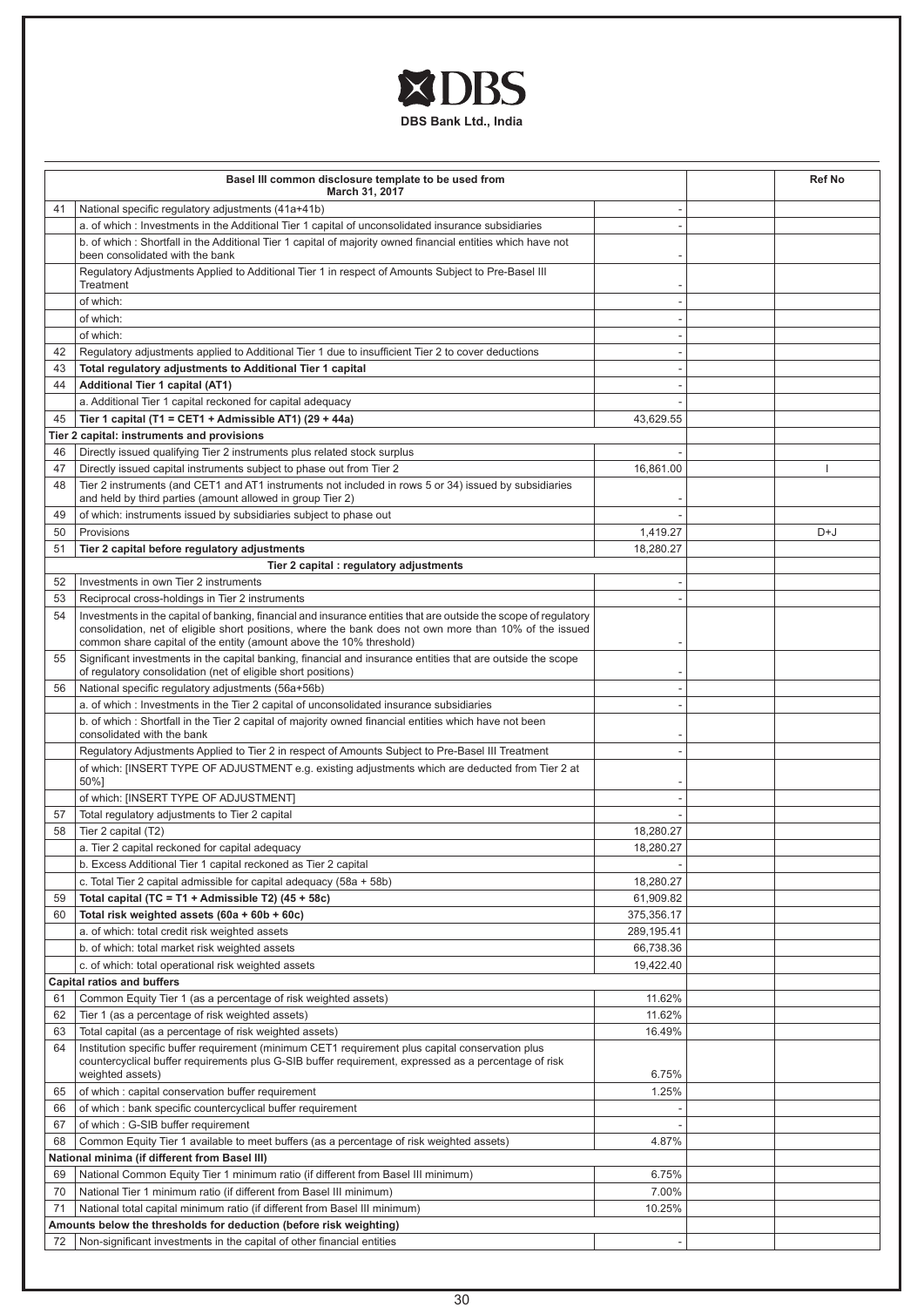**DBS Bank Ltd., India**

| | Basel III common disclosure template to be used from March 31, 2017 | | | Ref No |
|---|---|---|---|---|
| 41 | National specific regulatory adjustments (41a+41b) | - | | |
| | a. of which : Investments in the Additional Tier 1 capital of unconsolidated insurance subsidiaries | - | | |
| | b. of which : Shortfall in the Additional Tier 1 capital of majority owned financial entities which have not been consolidated with the bank | - | | |
| | Regulatory Adjustments Applied to Additional Tier 1 in respect of Amounts Subject to Pre-Basel III Treatment | - | | |
| | of which: | - | | |
| | of which: | - | | |
| | of which: | - | | |
| 42 | Regulatory adjustments applied to Additional Tier 1 due to insufficient Tier 2 to cover deductions | - | | |
| 43 | **Total regulatory adjustments to Additional Tier 1 capital** | - | | |
| 44 | **Additional Tier 1 capital (AT1)** | - | | |
| | a. Additional Tier 1 capital reckoned for capital adequacy | - | | |
| 45 | **Tier 1 capital (T1 = CET1 + Admissible AT1) (29 + 44a)** | 43,629.55 | | |
| | **Tier 2 capital: instruments and provisions** | | | |
| 46 | Directly issued qualifying Tier 2 instruments plus related stock surplus | - | | |
| 47 | Directly issued capital instruments subject to phase out from Tier 2 | 16,861.00 | | I |
| 48 | Tier 2 instruments (and CET1 and AT1 instruments not included in rows 5 or 34) issued by subsidiaries and held by third parties (amount allowed in group Tier 2) | - | | |
| 49 | of which: instruments issued by subsidiaries subject to phase out | - | | |
| 50 | Provisions | 1,419.27 | | D+J |
| 51 | **Tier 2 capital before regulatory adjustments** | 18,280.27 | | |
| | **Tier 2 capital : regulatory adjustments** | | | |
| 52 | Investments in own Tier 2 instruments | - | | |
| 53 | Reciprocal cross-holdings in Tier 2 instruments | - | | |
| 54 | Investments in the capital of banking, financial and insurance entities that are outside the scope of regulatory consolidation, net of eligible short positions, where the bank does not own more than 10% of the issued common share capital of the entity (amount above the 10% threshold) | - | | |
| 55 | Significant investments in the capital banking, financial and insurance entities that are outside the scope of regulatory consolidation (net of eligible short positions) | - | | |
| 56 | National specific regulatory adjustments (56a+56b) | - | | |
| | a. of which : Investments in the Tier 2 capital of unconsolidated insurance subsidiaries | - | | |
| | b. of which : Shortfall in the Tier 2 capital of majority owned financial entities which have not been consolidated with the bank | - | | |
| | Regulatory Adjustments Applied to Tier 2 in respect of Amounts Subject to Pre-Basel III Treatment | - | | |
| | of which: [INSERT TYPE OF ADJUSTMENT e.g. existing adjustments which are deducted from Tier 2 at 50%] | - | | |
| | of which: [INSERT TYPE OF ADJUSTMENT] | - | | |
| 57 | Total regulatory adjustments to Tier 2 capital | - | | |
| 58 | Tier 2 capital (T2) | 18,280.27 | | |
| | a. Tier 2 capital reckoned for capital adequacy | 18,280.27 | | |
| | b. Excess Additional Tier 1 capital reckoned as Tier 2 capital | - | | |
| | c. Total Tier 2 capital admissible for capital adequacy (58a + 58b) | 18,280.27 | | |
| 59 | **Total capital (TC = T1 + Admissible T2) (45 + 58c)** | 61,909.82 | | |
| 60 | **Total risk weighted assets (60a + 60b + 60c)** | 375,356.17 | | |
| | a. of which: total credit risk weighted assets | 289,195.41 | | |
| | b. of which: total market risk weighted assets | 66,738.36 | | |
| | c. of which: total operational risk weighted assets | 19,422.40 | | |
| | **Capital ratios and buffers** | | | |
| 61 | Common Equity Tier 1 (as a percentage of risk weighted assets) | 11.62% | | |
| 62 | Tier 1 (as a percentage of risk weighted assets) | 11.62% | | |
| 63 | Total capital (as a percentage of risk weighted assets) | 16.49% | | |
| 64 | Institution specific buffer requirement (minimum CET1 requirement plus capital conservation plus countercyclical buffer requirements plus G-SIB buffer requirement, expressed as a percentage of risk weighted assets) | 6.75% | | |
| 65 | of which : capital conservation buffer requirement | 1.25% | | |
| 66 | of which : bank specific countercyclical buffer requirement | - | | |
| 67 | of which : G-SIB buffer requirement | - | | |
| 68 | Common Equity Tier 1 available to meet buffers (as a percentage of risk weighted assets) | 4.87% | | |
| | **National minima (if different from Basel III)** | | | |
| 69 | National Common Equity Tier 1 minimum ratio (if different from Basel III minimum) | 6.75% | | |
| 70 | National Tier 1 minimum ratio (if different from Basel III minimum) | 7.00% | | |
| 71 | National total capital minimum ratio (if different from Basel III minimum) | 10.25% | | |
| | **Amounts below the thresholds for deduction (before risk weighting)** | | | |
| 72 | Non-significant investments in the capital of other financial entities | - | | |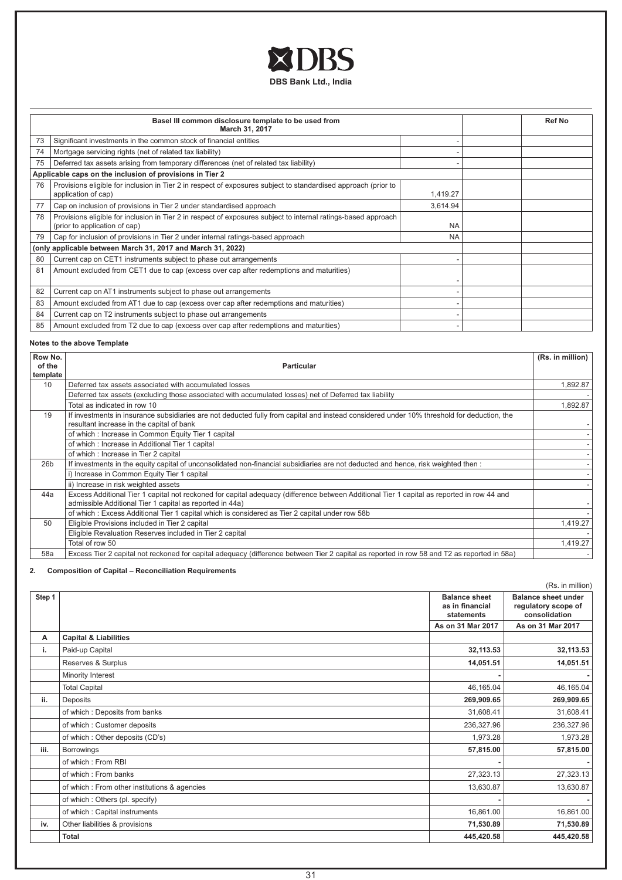**DBS Bank Ltd., India**

| | Basel III common disclosure template to be used from March 31, 2017 | | | Ref No |
|---|---|---|---|---|
| 73 | Significant investments in the common stock of financial entities | - | | |
| 74 | Mortgage servicing rights (net of related tax liability) | - | | |
| 75 | Deferred tax assets arising from temporary differences (net of related tax liability) | - | | |
| | **Applicable caps on the inclusion of provisions in Tier 2** | | | |
| 76 | Provisions eligible for inclusion in Tier 2 in respect of exposures subject to standardised approach (prior to application of cap) | 1,419.27 | | |
| 77 | Cap on inclusion of provisions in Tier 2 under standardised approach | 3,614.94 | | |
| 78 | Provisions eligible for inclusion in Tier 2 in respect of exposures subject to internal ratings-based approach (prior to application of cap) | NA | | |
| 79 | Cap for inclusion of provisions in Tier 2 under internal ratings-based approach | NA | | |
| | **(only applicable between March 31, 2017 and March 31, 2022)** | | | |
| 80 | Current cap on CET1 instruments subject to phase out arrangements | - | | |
| 81 | Amount excluded from CET1 due to cap (excess over cap after redemptions and maturities) | - | | |
| 82 | Current cap on AT1 instruments subject to phase out arrangements | - | | |
| 83 | Amount excluded from AT1 due to cap (excess over cap after redemptions and maturities) | - | | |
| 84 | Current cap on T2 instruments subject to phase out arrangements | - | | |
| 85 | Amount excluded from T2 due to cap (excess over cap after redemptions and maturities) | - | | |

**Notes to the above Template**

| Row No. of the template | Particular | (Rs. in million) |
|---|---|---|
| 10 | Deferred tax assets associated with accumulated losses | 1,892.87 |
| | Deferred tax assets (excluding those associated with accumulated losses) net of Deferred tax liability | - |
| | Total as indicated in row 10 | 1,892.87 |
| 19 | If investments in insurance subsidiaries are not deducted fully from capital and instead considered under 10% threshold for deduction, the resultant increase in the capital of bank | - |
| | of which : Increase in Common Equity Tier 1 capital | - |
| | of which : Increase in Additional Tier 1 capital | - |
| | of which : Increase in Tier 2 capital | - |
| 26b | If investments in the equity capital of unconsolidated non-financial subsidiaries are not deducted and hence, risk weighted then : | - |
| | i) Increase in Common Equity Tier 1 capital | - |
| | ii) Increase in risk weighted assets | - |
| 44a | Excess Additional Tier 1 capital not reckoned for capital adequacy (difference between Additional Tier 1 capital as reported in row 44 and admissible Additional Tier 1 capital as reported in 44a) | - |
| | of which : Excess Additional Tier 1 capital which is considered as Tier 2 capital under row 58b | - |
| 50 | Eligible Provisions included in Tier 2 capital | 1,419.27 |
| | Eligible Revaluation Reserves included in Tier 2 capital | - |
| | Total of row 50 | 1,419.27 |
| 58a | Excess Tier 2 capital not reckoned for capital adequacy (difference between Tier 2 capital as reported in row 58 and T2 as reported in 58a) | - |

## 2. Composition of Capital – Reconciliation Requirements

(Rs. in million)

| Step 1 | | Balance sheet as in financial statements | Balance sheet under regulatory scope of consolidation |
|---|---|---|---|
| | | As on 31 Mar 2017 | As on 31 Mar 2017 |
| A | **Capital & Liabilities** | | |
| i. | Paid-up Capital | **32,113.53** | **32,113.53** |
| | Reserves & Surplus | **14,051.51** | **14,051.51** |
| | Minority Interest | **-** | **-** |
| | Total Capital | 46,165.04 | 46,165.04 |
| ii. | Deposits | **269,909.65** | **269,909.65** |
| | of which : Deposits from banks | 31,608.41 | 31,608.41 |
| | of which : Customer deposits | 236,327.96 | 236,327.96 |
| | of which : Other deposits (CD's) | 1,973.28 | 1,973.28 |
| iii. | Borrowings | **57,815.00** | **57,815.00** |
| | of which : From RBI | **-** | **-** |
| | of which : From banks | 27,323.13 | 27,323.13 |
| | of which : From other institutions & agencies | 13,630.87 | 13,630.87 |
| | of which : Others (pl. specify) | **-** | **-** |
| | of which : Capital instruments | 16,861.00 | 16,861.00 |
| iv. | Other liabilities & provisions | **71,530.89** | **71,530.89** |
| | **Total** | **445,420.58** | **445,420.58** |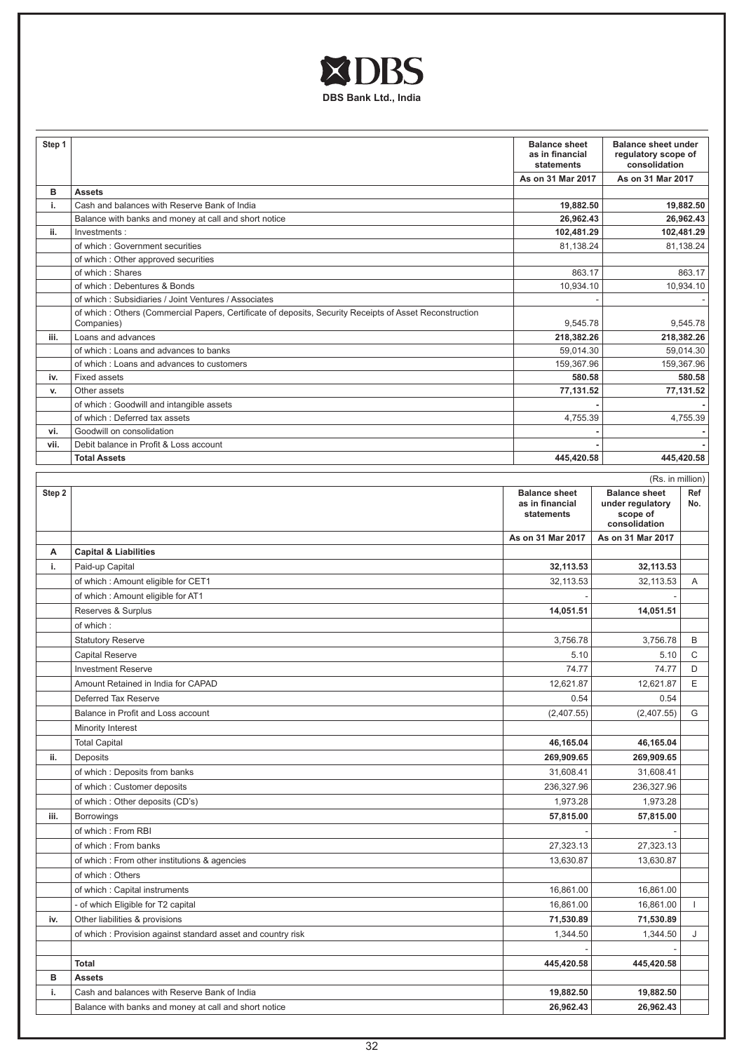DBS Bank Ltd., India

| Step 1 | | Balance sheet as in financial statements | Balance sheet under regulatory scope of consolidation |
|---|---|---|---|
| | | As on 31 Mar 2017 | As on 31 Mar 2017 |
| **B** | **Assets** | | |
| **i.** | Cash and balances with Reserve Bank of India | **19,882.50** | **19,882.50** |
| | Balance with banks and money at call and short notice | **26,962.43** | **26,962.43** |
| **ii.** | Investments : | **102,481.29** | **102,481.29** |
| | of which : Government securities | 81,138.24 | 81,138.24 |
| | of which : Other approved securities | | |
| | of which : Shares | 863.17 | 863.17 |
| | of which : Debentures & Bonds | 10,934.10 | 10,934.10 |
| | of which : Subsidiaries / Joint Ventures / Associates | - | - |
| | of which : Others (Commercial Papers, Certificate of deposits, Security Receipts of Asset Reconstruction Companies) | 9,545.78 | 9,545.78 |
| **iii.** | Loans and advances | **218,382.26** | **218,382.26** |
| | of which : Loans and advances to banks | 59,014.30 | 59,014.30 |
| | of which : Loans and advances to customers | 159,367.96 | 159,367.96 |
| **iv.** | Fixed assets | **580.58** | **580.58** |
| **v.** | Other assets | **77,131.52** | **77,131.52** |
| | of which : Goodwill and intangible assets | - | - |
| | of which : Deferred tax assets | 4,755.39 | 4,755.39 |
| **vi.** | Goodwill on consolidation | - | - |
| **vii.** | Debit balance in Profit & Loss account | - | - |
| | **Total Assets** | **445,420.58** | **445,420.58** |

(Rs. in million)

| Step 2 | | Balance sheet as in financial statements | Balance sheet under regulatory scope of consolidation | Ref No. |
|---|---|---|---|---|
| | | As on 31 Mar 2017 | As on 31 Mar 2017 | |
| **A** | **Capital & Liabilities** | | | |
| **i.** | Paid-up Capital | **32,113.53** | **32,113.53** | |
| | of which : Amount eligible for CET1 | 32,113.53 | 32,113.53 | A |
| | of which : Amount eligible for AT1 | - | - | |
| | Reserves & Surplus | **14,051.51** | **14,051.51** | |
| | of which : | | | |
| | Statutory Reserve | 3,756.78 | 3,756.78 | B |
| | Capital Reserve | 5.10 | 5.10 | C |
| | Investment Reserve | 74.77 | 74.77 | D |
| | Amount Retained in India for CAPAD | 12,621.87 | 12,621.87 | E |
| | Deferred Tax Reserve | 0.54 | 0.54 | |
| | Balance in Profit and Loss account | (2,407.55) | (2,407.55) | G |
| | Minority Interest | | | |
| | Total Capital | **46,165.04** | **46,165.04** | |
| **ii.** | Deposits | **269,909.65** | **269,909.65** | |
| | of which : Deposits from banks | 31,608.41 | 31,608.41 | |
| | of which : Customer deposits | 236,327.96 | 236,327.96 | |
| | of which : Other deposits (CD's) | 1,973.28 | 1,973.28 | |
| **iii.** | Borrowings | **57,815.00** | **57,815.00** | |
| | of which : From RBI | - | - | |
| | of which : From banks | 27,323.13 | 27,323.13 | |
| | of which : From other institutions & agencies | 13,630.87 | 13,630.87 | |
| | of which : Others | | | |
| | of which : Capital instruments | 16,861.00 | 16,861.00 | |
| | - of which Eligible for T2 capital | 16,861.00 | 16,861.00 | I |
| **iv.** | Other liabilities & provisions | **71,530.89** | **71,530.89** | |
| | of which : Provision against standard asset and country risk | 1,344.50 | 1,344.50 | J |
| | | - | - | |
| | **Total** | **445,420.58** | **445,420.58** | |
| **B** | **Assets** | | | |
| **i.** | Cash and balances with Reserve Bank of India | **19,882.50** | **19,882.50** | |
| | Balance with banks and money at call and short notice | **26,962.43** | **26,962.43** | |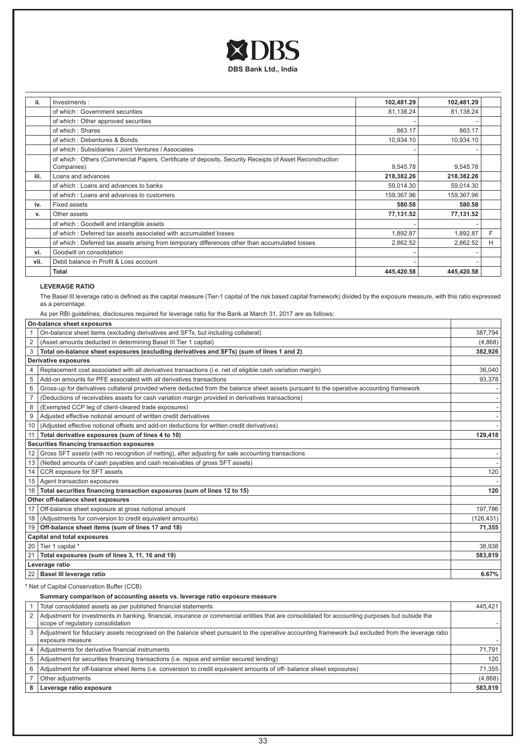| | | | | |
|---|---|---|---|---|
| ii. | Investments : | **102,481.29** | **102,481.29** | |
| | of which : Government securities | 81,138.24 | 81,138.24 | |
| | of which : Other approved securities | - | - | |
| | of which : Shares | 863.17 | 863.17 | |
| | of which : Debentures & Bonds | 10,934.10 | 10,934.10 | |
| | of which : Subsidiaries / Joint Ventures / Associates | - | - | |
| | of which : Others (Commercial Papers, Certificate of deposits, Security Receipts of Asset Reconstruction Companies) | 9,545.78 | 9,545.78 | |
| iii. | Loans and advances | **218,382.26** | **218,382.26** | |
| | of which : Loans and advances to banks | 59,014.30 | 59,014.30 | |
| | of which : Loans and advances to customers | 159,367.96 | 159,367.96 | |
| iv. | Fixed assets | **580.58** | **580.58** | |
| v. | Other assets | **77,131.52** | **77,131.52** | |
| | of which : Goodwill and intangible assets | - | - | |
| | of which : Deferred tax assets associated with accumulated losses | 1,892.87 | 1,892.87 | F |
| | of which : Deferred tax assets arising from temporary differences other than accumulated losses | 2,862.52 | 2,862.52 | H |
| vi. | Goodwill on consolidation | - | - | |
| vii. | Debit balance in Profit & Loss account | - | - | |
| | **Total** | **445,420.58** | **445,420.58** | |

**LEVERAGE RATIO**

The Basel III leverage ratio is defined as the capital measure (Tier-1 capital of the risk based capital framework) divided by the exposure measure, with this ratio expressed as a percentage.

As per RBI guidelines, disclosures required for leverage ratio for the Bank at March 31, 2017 are as follows:

| | | |
|---|---|---|
| | **On-balance sheet exposures** | |
| 1 | On-balance sheet items (excluding derivatives and SFTs, but including collateral) | 387,794 |
| 2 | (Asset amounts deducted in determining Basel III Tier 1 capital) | (4,868) |
| 3 | **Total on-balance sheet exposures (excluding derivatives and SFTs) (sum of lines 1 and 2)** | **382,926** |
| | **Derivative exposures** | |
| 4 | Replacement cost associated with all *derivatives* transactions (i.e. net of eligible cash variation margin) | 36,040 |
| 5 | Add-on amounts for PFE associated with *all* derivatives transactions | 93,378 |
| 6 | Gross-up for derivatives collateral provided where deducted from the balance sheet assets pursuant to the operative accounting framework | - |
| 7 | (Deductions of receivables assets for cash variation margin provided in derivatives transactions) | - |
| 8 | (Exempted CCP leg of client-cleared trade exposures) | - |
| 9 | Adjusted effective notional amount of written credit derivatives | - |
| 10 | (Adjusted effective notional offsets and add-on deductions for written credit derivatives) | - |
| 11 | **Total derivative exposures (sum of lines 4 to 10)** | **129,418** |
| | **Securities financing transaction exposures** | |
| 12 | Gross SFT *assets* (with no recognition of netting), after adjusting for sale accounting transactions | - |
| 13 | (Netted amounts of cash payables and cash receivables of gross SFT assets) | - |
| 14 | CCR exposure for SFT assets | 120 |
| 15 | Agent transaction exposures | - |
| 16 | **Total securities financing transaction exposures (sum of lines 12 to 15)** | **120** |
| | **Other off-balance sheet exposures** | |
| 17 | Off-balance sheet exposure at gross notional amount | 197,786 |
| 18 | (Adjustments for conversion to credit equivalent amounts) | (126,431) |
| 19 | **Off-balance sheet items (sum of lines 17 and 18)** | **71,355** |
| | **Capital and total exposures** | |
| 20 | Tier 1 capital * | 38,938 |
| 21 | **Total exposures (sum of lines 3, 11, 16 and 19)** | **583,819** |
| | **Leverage ratio** | |
| 22 | **Basel III leverage ratio** | **6.67%** |

\* Net of Capital Conservation Buffer (CCB)

**Summary comparison of accounting assets vs. leverage ratio exposure measure**

| | | |
|---|---|---|
| 1 | Total consolidated assets as per published financial statements | 445,421 |
| 2 | Adjustment for investments in banking, financial, insurance or commercial entities that are consolidated for accounting purposes but outside the scope of regulatory consolidation | - |
| 3 | Adjustment for fiduciary assets recognised on the balance sheet pursuant to the operative accounting framework but excluded from the leverage ratio exposure measure | - |
| 4 | Adjustments for derivative financial instruments | 71,791 |
| 5 | Adjustment for securities financing transactions (i.e. repos and similar secured lending) | 120 |
| 6 | Adjustment for off-balance sheet items (i.e. conversion to credit equivalent amounts of off- balance sheet exposures) | 71,355 |
| 7 | Other adjustments | (4,868) |
| **8** | **Leverage ratio exposure** | **583,819** |